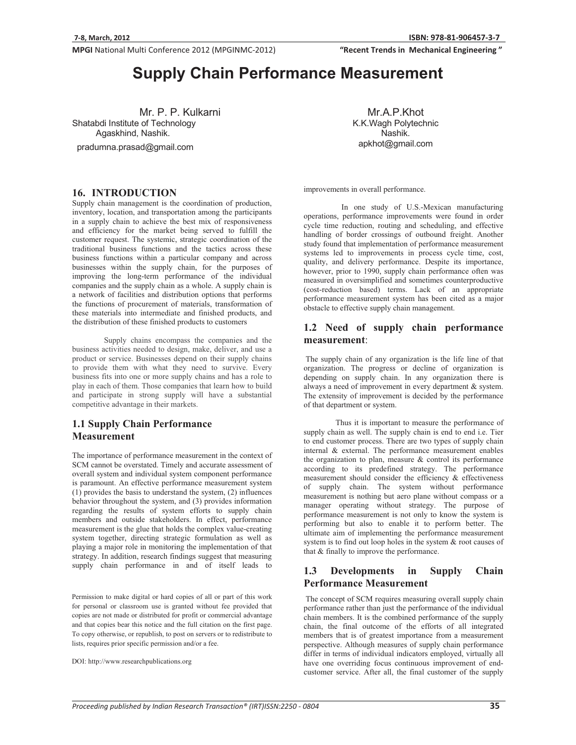# Supply Chain Performance Measurement

Mr. P. P. Kulkarni
Shatabdi Institute of Technology
Agaskhind, Nashik.
pradumna.prasad@gmail.com

Mr.A.P.Khot
K.K.Wagh Polytechnic
Nashik.
apkhot@gmail.com

## 16. INTRODUCTION

Supply chain management is the coordination of production, inventory, location, and transportation among the participants in a supply chain to achieve the best mix of responsiveness and efficiency for the market being served to fulfill the customer request. The systemic, strategic coordination of the traditional business functions and the tactics across these business functions within a particular company and across businesses within the supply chain, for the purposes of improving the long-term performance of the individual companies and the supply chain as a whole. A supply chain is a network of facilities and distribution options that performs the functions of procurement of materials, transformation of these materials into intermediate and finished products, and the distribution of these finished products to customers

Supply chains encompass the companies and the business activities needed to design, make, deliver, and use a product or service. Businesses depend on their supply chains to provide them with what they need to survive. Every business fits into one or more supply chains and has a role to play in each of them. Those companies that learn how to build and participate in strong supply will have a substantial competitive advantage in their markets.

## 1.1 Supply Chain Performance Measurement

The importance of performance measurement in the context of SCM cannot be overstated. Timely and accurate assessment of overall system and individual system component performance is paramount. An effective performance measurement system (1) provides the basis to understand the system, (2) influences behavior throughout the system, and (3) provides information regarding the results of system efforts to supply chain members and outside stakeholders. In effect, performance measurement is the glue that holds the complex value-creating system together, directing strategic formulation as well as playing a major role in monitoring the implementation of that strategy. In addition, research findings suggest that measuring supply chain performance in and of itself leads to improvements in overall performance.

In one study of U.S.-Mexican manufacturing operations, performance improvements were found in order cycle time reduction, routing and scheduling, and effective handling of border crossings of outbound freight. Another study found that implementation of performance measurement systems led to improvements in process cycle time, cost, quality, and delivery performance. Despite its importance, however, prior to 1990, supply chain performance often was measured in oversimplified and sometimes counterproductive (cost-reduction based) terms. Lack of an appropriate performance measurement system has been cited as a major obstacle to effective supply chain management.

Permission to make digital or hard copies of all or part of this work for personal or classroom use is granted without fee provided that copies are not made or distributed for profit or commercial advantage and that copies bear this notice and the full citation on the first page. To copy otherwise, or republish, to post on servers or to redistribute to lists, requires prior specific permission and/or a fee.

DOI: http://www.researchpublications.org

## 1.2 Need of supply chain performance measurement:

The supply chain of any organization is the life line of that organization. The progress or decline of organization is depending on supply chain. In any organization there is always a need of improvement in every department & system. The extensity of improvement is decided by the performance of that department or system.

Thus it is important to measure the performance of supply chain as well. The supply chain is end to end i.e. Tier to end customer process. There are two types of supply chain internal & external. The performance measurement enables the organization to plan, measure & control its performance according to its predefined strategy. The performance measurement should consider the efficiency & effectiveness of supply chain. The system without performance measurement is nothing but aero plane without compass or a manager operating without strategy. The purpose of performance measurement is not only to know the system is performing but also to enable it to perform better. The ultimate aim of implementing the performance measurement system is to find out loop holes in the system & root causes of that & finally to improve the performance.

## 1.3 Developments in Supply Chain Performance Measurement

The concept of SCM requires measuring overall supply chain performance rather than just the performance of the individual chain members. It is the combined performance of the supply chain, the final outcome of the efforts of all integrated members that is of greatest importance from a measurement perspective. Although measures of supply chain performance differ in terms of individual indicators employed, virtually all have one overriding focus continuous improvement of end-customer service. After all, the final customer of the supply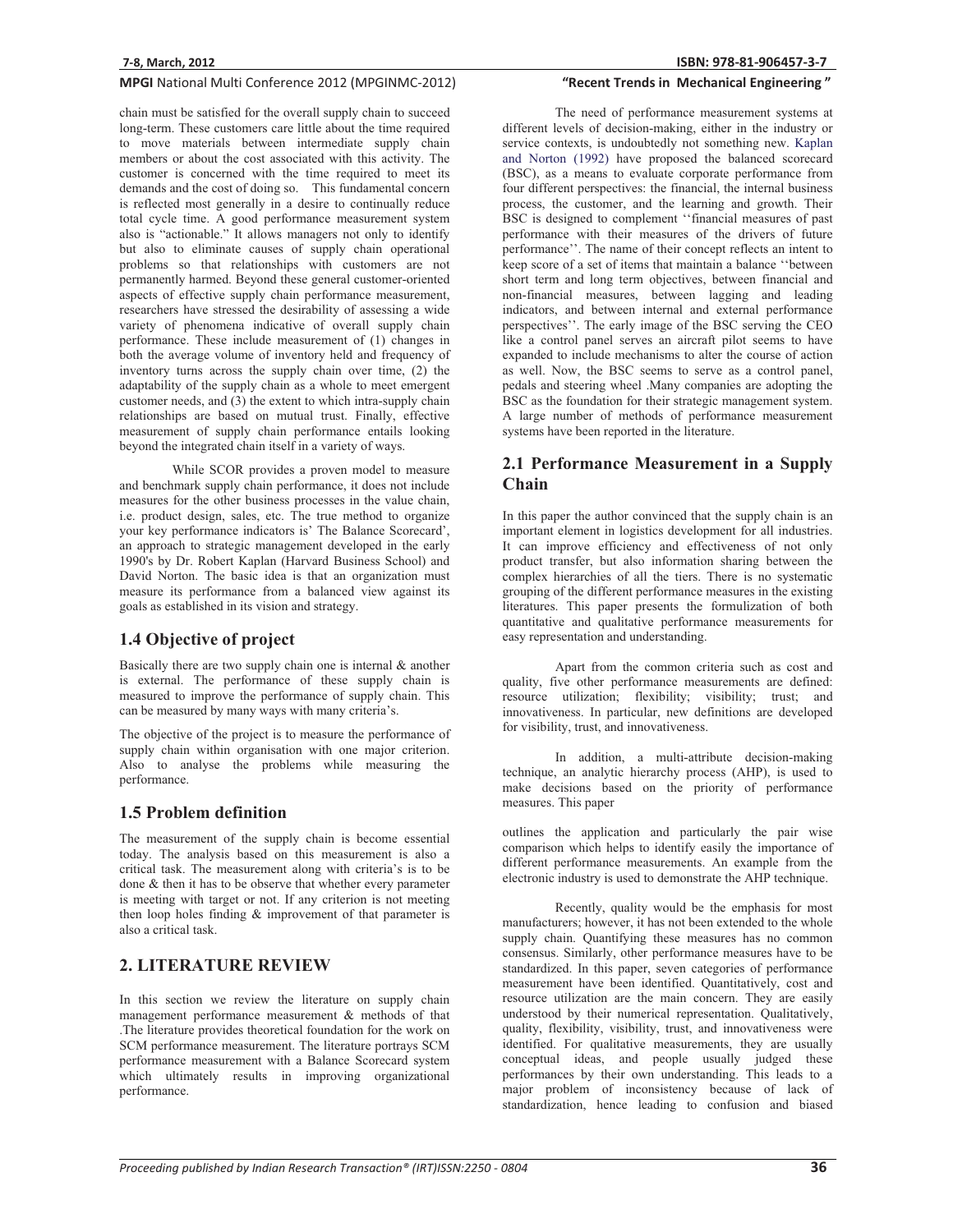chain must be satisfied for the overall supply chain to succeed long-term. These customers care little about the time required to move materials between intermediate supply chain members or about the cost associated with this activity. The customer is concerned with the time required to meet its demands and the cost of doing so. This fundamental concern is reflected most generally in a desire to continually reduce total cycle time. A good performance measurement system also is "actionable." It allows managers not only to identify but also to eliminate causes of supply chain operational problems so that relationships with customers are not permanently harmed. Beyond these general customer-oriented aspects of effective supply chain performance measurement, researchers have stressed the desirability of assessing a wide variety of phenomena indicative of overall supply chain performance. These include measurement of (1) changes in both the average volume of inventory held and frequency of inventory turns across the supply chain over time, (2) the adaptability of the supply chain as a whole to meet emergent customer needs, and (3) the extent to which intra-supply chain relationships are based on mutual trust. Finally, effective measurement of supply chain performance entails looking beyond the integrated chain itself in a variety of ways.

While SCOR provides a proven model to measure and benchmark supply chain performance, it does not include measures for the other business processes in the value chain, i.e. product design, sales, etc. The true method to organize your key performance indicators is' The Balance Scorecard', an approach to strategic management developed in the early 1990's by Dr. Robert Kaplan (Harvard Business School) and David Norton. The basic idea is that an organization must measure its performance from a balanced view against its goals as established in its vision and strategy.

## 1.4 Objective of project

Basically there are two supply chain one is internal & another is external. The performance of these supply chain is measured to improve the performance of supply chain. This can be measured by many ways with many criteria's.

The objective of the project is to measure the performance of supply chain within organisation with one major criterion. Also to analyse the problems while measuring the performance.

## 1.5 Problem definition

The measurement of the supply chain is become essential today. The analysis based on this measurement is also a critical task. The measurement along with criteria's is to be done & then it has to be observe that whether every parameter is meeting with target or not. If any criterion is not meeting then loop holes finding & improvement of that parameter is also a critical task.

# 2. LITERATURE REVIEW

In this section we review the literature on supply chain management performance measurement & methods of that .The literature provides theoretical foundation for the work on SCM performance measurement. The literature portrays SCM performance measurement with a Balance Scorecard system which ultimately results in improving organizational performance.

The need of performance measurement systems at different levels of decision-making, either in the industry or service contexts, is undoubtedly not something new. Kaplan and Norton (1992) have proposed the balanced scorecard (BSC), as a means to evaluate corporate performance from four different perspectives: the financial, the internal business process, the customer, and the learning and growth. Their BSC is designed to complement ''financial measures of past performance with their measures of the drivers of future performance''. The name of their concept reflects an intent to keep score of a set of items that maintain a balance ''between short term and long term objectives, between financial and non-financial measures, between lagging and leading indicators, and between internal and external performance perspectives''. The early image of the BSC serving the CEO like a control panel serves an aircraft pilot seems to have expanded to include mechanisms to alter the course of action as well. Now, the BSC seems to serve as a control panel, pedals and steering wheel .Many companies are adopting the BSC as the foundation for their strategic management system. A large number of methods of performance measurement systems have been reported in the literature.

## 2.1 Performance Measurement in a Supply Chain

In this paper the author convinced that the supply chain is an important element in logistics development for all industries. It can improve efficiency and effectiveness of not only product transfer, but also information sharing between the complex hierarchies of all the tiers. There is no systematic grouping of the different performance measures in the existing literatures. This paper presents the formulization of both quantitative and qualitative performance measurements for easy representation and understanding.

Apart from the common criteria such as cost and quality, five other performance measurements are defined: resource utilization; flexibility; visibility; trust; and innovativeness. In particular, new definitions are developed for visibility, trust, and innovativeness.

In addition, a multi-attribute decision-making technique, an analytic hierarchy process (AHP), is used to make decisions based on the priority of performance measures. This paper outlines the application and particularly the pair wise comparison which helps to identify easily the importance of different performance measurements. An example from the electronic industry is used to demonstrate the AHP technique.

Recently, quality would be the emphasis for most manufacturers; however, it has not been extended to the whole supply chain. Quantifying these measures has no common consensus. Similarly, other performance measures have to be standardized. In this paper, seven categories of performance measurement have been identified. Quantitatively, cost and resource utilization are the main concern. They are easily understood by their numerical representation. Qualitatively, quality, flexibility, visibility, trust, and innovativeness were identified. For qualitative measurements, they are usually conceptual ideas, and people usually judged these performances by their own understanding. This leads to a major problem of inconsistency because of lack of standardization, hence leading to confusion and biased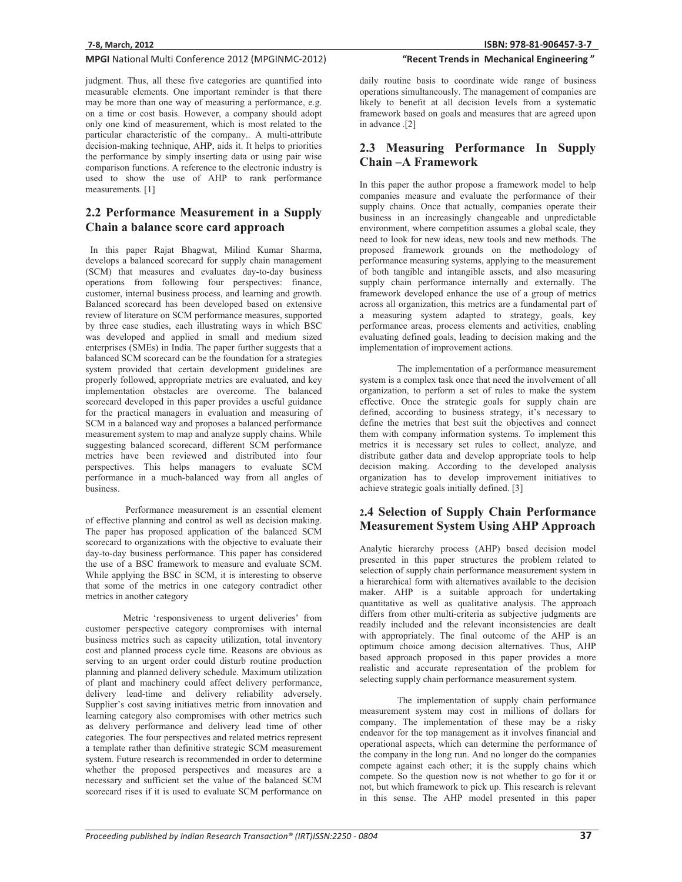judgment. Thus, all these five categories are quantified into measurable elements. One important reminder is that there may be more than one way of measuring a performance, e.g. on a time or cost basis. However, a company should adopt only one kind of measurement, which is most related to the particular characteristic of the company.. A multi-attribute decision-making technique, AHP, aids it. It helps to priorities the performance by simply inserting data or using pair wise comparison functions. A reference to the electronic industry is used to show the use of AHP to rank performance measurements. [1]

## 2.2 Performance Measurement in a Supply Chain a balance score card approach

In this paper Rajat Bhagwat, Milind Kumar Sharma, develops a balanced scorecard for supply chain management (SCM) that measures and evaluates day-to-day business operations from following four perspectives: finance, customer, internal business process, and learning and growth. Balanced scorecard has been developed based on extensive review of literature on SCM performance measures, supported by three case studies, each illustrating ways in which BSC was developed and applied in small and medium sized enterprises (SMEs) in India. The paper further suggests that a balanced SCM scorecard can be the foundation for a strategies system provided that certain development guidelines are properly followed, appropriate metrics are evaluated, and key implementation obstacles are overcome. The balanced scorecard developed in this paper provides a useful guidance for the practical managers in evaluation and measuring of SCM in a balanced way and proposes a balanced performance measurement system to map and analyze supply chains. While suggesting balanced scorecard, different SCM performance metrics have been reviewed and distributed into four perspectives. This helps managers to evaluate SCM performance in a much-balanced way from all angles of business.

Performance measurement is an essential element of effective planning and control as well as decision making. The paper has proposed application of the balanced SCM scorecard to organizations with the objective to evaluate their day-to-day business performance. This paper has considered the use of a BSC framework to measure and evaluate SCM. While applying the BSC in SCM, it is interesting to observe that some of the metrics in one category contradict other metrics in another category

Metric 'responsiveness to urgent deliveries' from customer perspective category compromises with internal business metrics such as capacity utilization, total inventory cost and planned process cycle time. Reasons are obvious as serving to an urgent order could disturb routine production planning and planned delivery schedule. Maximum utilization of plant and machinery could affect delivery performance, delivery lead-time and delivery reliability adversely. Supplier's cost saving initiatives metric from innovation and learning category also compromises with other metrics such as delivery performance and delivery lead time of other categories. The four perspectives and related metrics represent a template rather than definitive strategic SCM measurement system. Future research is recommended in order to determine whether the proposed perspectives and measures are a necessary and sufficient set the value of the balanced SCM scorecard rises if it is used to evaluate SCM performance on daily routine basis to coordinate wide range of business operations simultaneously. The management of companies are likely to benefit at all decision levels from a systematic framework based on goals and measures that are agreed upon in advance .[2]

## 2.3 Measuring Performance In Supply Chain –A Framework

In this paper the author propose a framework model to help companies measure and evaluate the performance of their supply chains. Once that actually, companies operate their business in an increasingly changeable and unpredictable environment, where competition assumes a global scale, they need to look for new ideas, new tools and new methods. The proposed framework grounds on the methodology of performance measuring systems, applying to the measurement of both tangible and intangible assets, and also measuring supply chain performance internally and externally. The framework developed enhance the use of a group of metrics across all organization, this metrics are a fundamental part of a measuring system adapted to strategy, goals, key performance areas, process elements and activities, enabling evaluating defined goals, leading to decision making and the implementation of improvement actions.

The implementation of a performance measurement system is a complex task once that need the involvement of all organization, to perform a set of rules to make the system effective. Once the strategic goals for supply chain are defined, according to business strategy, it's necessary to define the metrics that best suit the objectives and connect them with company information systems. To implement this metrics it is necessary set rules to collect, analyze, and distribute gather data and develop appropriate tools to help decision making. According to the developed analysis organization has to develop improvement initiatives to achieve strategic goals initially defined. [3]

## 2.4 Selection of Supply Chain Performance Measurement System Using AHP Approach

Analytic hierarchy process (AHP) based decision model presented in this paper structures the problem related to selection of supply chain performance measurement system in a hierarchical form with alternatives available to the decision maker. AHP is a suitable approach for undertaking quantitative as well as qualitative analysis. The approach differs from other multi-criteria as subjective judgments are readily included and the relevant inconsistencies are dealt with appropriately. The final outcome of the AHP is an optimum choice among decision alternatives. Thus, AHP based approach proposed in this paper provides a more realistic and accurate representation of the problem for selecting supply chain performance measurement system.

The implementation of supply chain performance measurement system may cost in millions of dollars for company. The implementation of these may be a risky endeavor for the top management as it involves financial and operational aspects, which can determine the performance of the company in the long run. And no longer do the companies compete against each other; it is the supply chains which compete. So the question now is not whether to go for it or not, but which framework to pick up. This research is relevant in this sense. The AHP model presented in this paper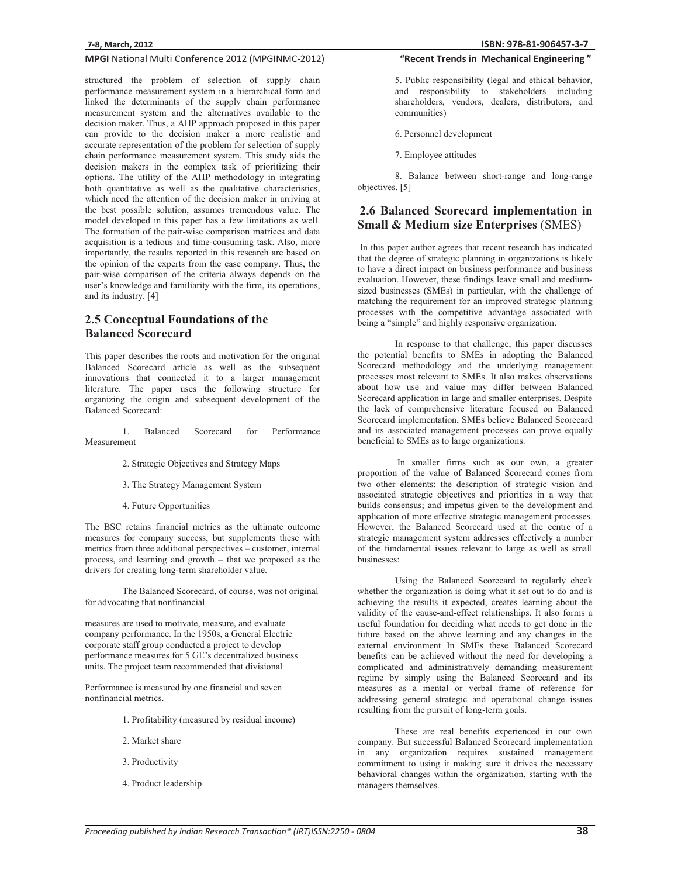structured the problem of selection of supply chain performance measurement system in a hierarchical form and linked the determinants of the supply chain performance measurement system and the alternatives available to the decision maker. Thus, a AHP approach proposed in this paper can provide to the decision maker a more realistic and accurate representation of the problem for selection of supply chain performance measurement system. This study aids the decision makers in the complex task of prioritizing their options. The utility of the AHP methodology in integrating both quantitative as well as the qualitative characteristics, which need the attention of the decision maker in arriving at the best possible solution, assumes tremendous value. The model developed in this paper has a few limitations as well. The formation of the pair-wise comparison matrices and data acquisition is a tedious and time-consuming task. Also, more importantly, the results reported in this research are based on the opinion of the experts from the case company. Thus, the pair-wise comparison of the criteria always depends on the user's knowledge and familiarity with the firm, its operations, and its industry. [4]

## 2.5 Conceptual Foundations of the Balanced Scorecard

This paper describes the roots and motivation for the original Balanced Scorecard article as well as the subsequent innovations that connected it to a larger management literature. The paper uses the following structure for organizing the origin and subsequent development of the Balanced Scorecard:

1. Balanced Scorecard for Performance Measurement
2. Strategic Objectives and Strategy Maps
3. The Strategy Management System
4. Future Opportunities

The BSC retains financial metrics as the ultimate outcome measures for company success, but supplements these with metrics from three additional perspectives – customer, internal process, and learning and growth – that we proposed as the drivers for creating long-term shareholder value.

The Balanced Scorecard, of course, was not original for advocating that nonfinancial measures are used to motivate, measure, and evaluate company performance. In the 1950s, a General Electric corporate staff group conducted a project to develop performance measures for 5 GE's decentralized business units. The project team recommended that divisional

Performance is measured by one financial and seven nonfinancial metrics.

1. Profitability (measured by residual income)
2. Market share
3. Productivity
4. Product leadership
5. Public responsibility (legal and ethical behavior, and responsibility to stakeholders including shareholders, vendors, dealers, distributors, and communities)
6. Personnel development
7. Employee attitudes
8. Balance between short-range and long-range objectives. [5]

## 2.6 Balanced Scorecard implementation in Small & Medium size Enterprises (SMES)

In this paper author agrees that recent research has indicated that the degree of strategic planning in organizations is likely to have a direct impact on business performance and business evaluation. However, these findings leave small and medium-sized businesses (SMEs) in particular, with the challenge of matching the requirement for an improved strategic planning processes with the competitive advantage associated with being a "simple" and highly responsive organization.

In response to that challenge, this paper discusses the potential benefits to SMEs in adopting the Balanced Scorecard methodology and the underlying management processes most relevant to SMEs. It also makes observations about how use and value may differ between Balanced Scorecard application in large and smaller enterprises. Despite the lack of comprehensive literature focused on Balanced Scorecard implementation, SMEs believe Balanced Scorecard and its associated management processes can prove equally beneficial to SMEs as to large organizations.

In smaller firms such as our own, a greater proportion of the value of Balanced Scorecard comes from two other elements: the description of strategic vision and associated strategic objectives and priorities in a way that builds consensus; and impetus given to the development and application of more effective strategic management processes. However, the Balanced Scorecard used at the centre of a strategic management system addresses effectively a number of the fundamental issues relevant to large as well as small businesses:

Using the Balanced Scorecard to regularly check whether the organization is doing what it set out to do and is achieving the results it expected, creates learning about the validity of the cause-and-effect relationships. It also forms a useful foundation for deciding what needs to get done in the future based on the above learning and any changes in the external environment In SMEs these Balanced Scorecard benefits can be achieved without the need for developing a complicated and administratively demanding measurement regime by simply using the Balanced Scorecard and its measures as a mental or verbal frame of reference for addressing general strategic and operational change issues resulting from the pursuit of long-term goals.

These are real benefits experienced in our own company. But successful Balanced Scorecard implementation in any organization requires sustained management commitment to using it making sure it drives the necessary behavioral changes within the organization, starting with the managers themselves.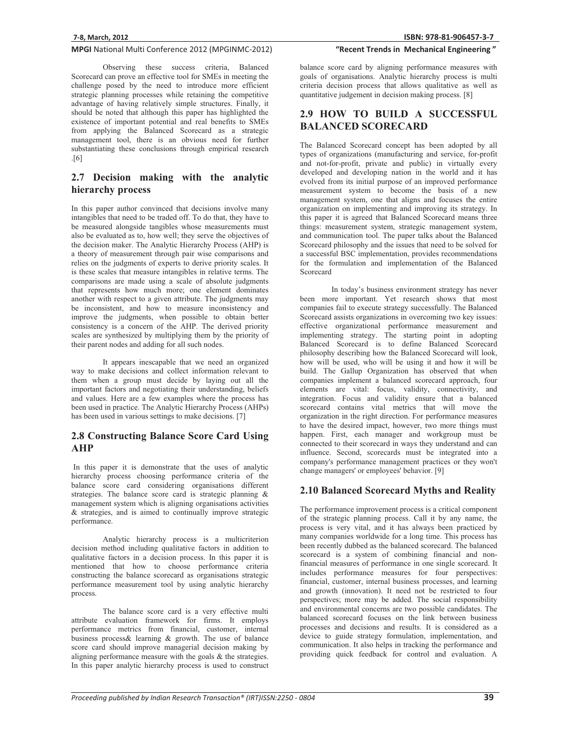Observing these success criteria, Balanced Scorecard can prove an effective tool for SMEs in meeting the challenge posed by the need to introduce more efficient strategic planning processes while retaining the competitive advantage of having relatively simple structures. Finally, it should be noted that although this paper has highlighted the existence of important potential and real benefits to SMEs from applying the Balanced Scorecard as a strategic management tool, there is an obvious need for further substantiating these conclusions through empirical research .[6]

## 2.7 Decision making with the analytic hierarchy process

In this paper author convinced that decisions involve many intangibles that need to be traded off. To do that, they have to be measured alongside tangibles whose measurements must also be evaluated as to, how well; they serve the objectives of the decision maker. The Analytic Hierarchy Process (AHP) is a theory of measurement through pair wise comparisons and relies on the judgments of experts to derive priority scales. It is these scales that measure intangibles in relative terms. The comparisons are made using a scale of absolute judgments that represents how much more; one element dominates another with respect to a given attribute. The judgments may be inconsistent, and how to measure inconsistency and improve the judgments, when possible to obtain better consistency is a concern of the AHP. The derived priority scales are synthesized by multiplying them by the priority of their parent nodes and adding for all such nodes.

It appears inescapable that we need an organized way to make decisions and collect information relevant to them when a group must decide by laying out all the important factors and negotiating their understanding, beliefs and values. Here are a few examples where the process has been used in practice. The Analytic Hierarchy Process (AHPs) has been used in various settings to make decisions. [7]

## 2.8 Constructing Balance Score Card Using AHP

In this paper it is demonstrate that the uses of analytic hierarchy process choosing performance criteria of the balance score card considering organisations different strategies. The balance score card is strategic planning & management system which is aligning organisations activities & strategies, and is aimed to continually improve strategic performance.

Analytic hierarchy process is a multicriterion decision method including qualitative factors in addition to qualitative factors in a decision process. In this paper it is mentioned that how to choose performance criteria constructing the balance scorecard as organisations strategic performance measurement tool by using analytic hierarchy process.

The balance score card is a very effective multi attribute evaluation framework for firms. It employs performance metrics from financial, customer, internal business process& learning & growth. The use of balance score card should improve managerial decision making by aligning performance measure with the goals & the strategies. In this paper analytic hierarchy process is used to construct balance score card by aligning performance measures with goals of organisations. Analytic hierarchy process is multi criteria decision process that allows qualitative as well as quantitative judgement in decision making process. [8]

## 2.9 HOW TO BUILD A SUCCESSFUL BALANCED SCORECARD

The Balanced Scorecard concept has been adopted by all types of organizations (manufacturing and service, for-profit and not-for-profit, private and public) in virtually every developed and developing nation in the world and it has evolved from its initial purpose of an improved performance measurement system to become the basis of a new management system, one that aligns and focuses the entire organization on implementing and improving its strategy. In this paper it is agreed that Balanced Scorecard means three things: measurement system, strategic management system, and communication tool. The paper talks about the Balanced Scorecard philosophy and the issues that need to be solved for a successful BSC implementation, provides recommendations for the formulation and implementation of the Balanced Scorecard

In today's business environment strategy has never been more important. Yet research shows that most companies fail to execute strategy successfully. The Balanced Scorecard assists organizations in overcoming two key issues: effective organizational performance measurement and implementing strategy. The starting point in adopting Balanced Scorecard is to define Balanced Scorecard philosophy describing how the Balanced Scorecard will look, how will be used, who will be using it and how it will be build. The Gallup Organization has observed that when companies implement a balanced scorecard approach, four elements are vital: focus, validity, connectivity, and integration. Focus and validity ensure that a balanced scorecard contains vital metrics that will move the organization in the right direction. For performance measures to have the desired impact, however, two more things must happen. First, each manager and workgroup must be connected to their scorecard in ways they understand and can influence. Second, scorecards must be integrated into a company's performance management practices or they won't change managers' or employees' behavior. [9]

## 2.10 Balanced Scorecard Myths and Reality

The performance improvement process is a critical component of the strategic planning process. Call it by any name, the process is very vital, and it has always been practiced by many companies worldwide for a long time. This process has been recently dubbed as the balanced scorecard. The balanced scorecard is a system of combining financial and non-financial measures of performance in one single scorecard. It includes performance measures for four perspectives: financial, customer, internal business processes, and learning and growth (innovation). It need not be restricted to four perspectives; more may be added. The social responsibility and environmental concerns are two possible candidates. The balanced scorecard focuses on the link between business processes and decisions and results. It is considered as a device to guide strategy formulation, implementation, and communication. It also helps in tracking the performance and providing quick feedback for control and evaluation. A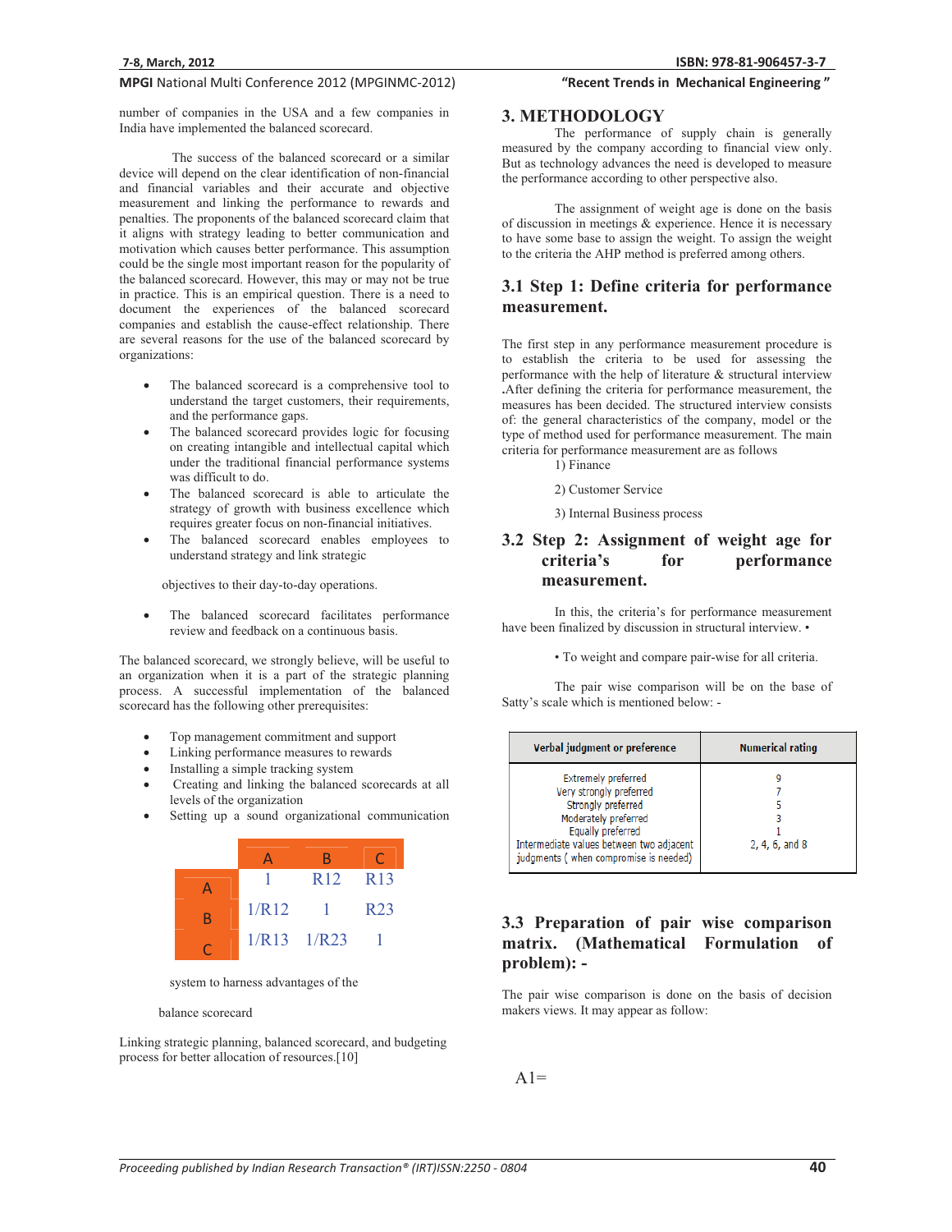number of companies in the USA and a few companies in India have implemented the balanced scorecard.

The success of the balanced scorecard or a similar device will depend on the clear identification of non-financial and financial variables and their accurate and objective measurement and linking the performance to rewards and penalties. The proponents of the balanced scorecard claim that it aligns with strategy leading to better communication and motivation which causes better performance. This assumption could be the single most important reason for the popularity of the balanced scorecard. However, this may or may not be true in practice. This is an empirical question. There is a need to document the experiences of the balanced scorecard companies and establish the cause-effect relationship. There are several reasons for the use of the balanced scorecard by organizations:

- The balanced scorecard is a comprehensive tool to understand the target customers, their requirements, and the performance gaps.
- The balanced scorecard provides logic for focusing on creating intangible and intellectual capital which under the traditional financial performance systems was difficult to do.
- The balanced scorecard is able to articulate the strategy of growth with business excellence which requires greater focus on non-financial initiatives.
- The balanced scorecard enables employees to understand strategy and link strategic

objectives to their day-to-day operations.

- The balanced scorecard facilitates performance review and feedback on a continuous basis.

The balanced scorecard, we strongly believe, will be useful to an organization when it is a part of the strategic planning process. A successful implementation of the balanced scorecard has the following other prerequisites:

- Top management commitment and support
- Linking performance measures to rewards
- Installing a simple tracking system
- Creating and linking the balanced scorecards at all levels of the organization
- Setting up a sound organizational communication

| | A | B | C |
|---|---|---|---|
| A | 1 | R12 | R13 |
| B | 1/R12 | 1 | R23 |
| C | 1/R13 | 1/R23 | 1 |

system to harness advantages of the

balance scorecard

Linking strategic planning, balanced scorecard, and budgeting process for better allocation of resources.[10]

# 3. METHODOLOGY

The performance of supply chain is generally measured by the company according to financial view only. But as technology advances the need is developed to measure the performance according to other perspective also.

The assignment of weight age is done on the basis of discussion in meetings & experience. Hence it is necessary to have some base to assign the weight. To assign the weight to the criteria the AHP method is preferred among others.

## 3.1 Step 1: Define criteria for performance measurement.

The first step in any performance measurement procedure is to establish the criteria to be used for assessing the performance with the help of literature & structural interview .After defining the criteria for performance measurement, the measures has been decided. The structured interview consists of: the general characteristics of the company, model or the type of method used for performance measurement. The main criteria for performance measurement are as follows

1) Finance

2) Customer Service

3) Internal Business process

## 3.2 Step 2: Assignment of weight age for criteria's for performance measurement.

In this, the criteria's for performance measurement have been finalized by discussion in structural interview. •

• To weight and compare pair-wise for all criteria.

The pair wise comparison will be on the base of Satty's scale which is mentioned below: -

| Verbal judgment or preference | Numerical rating |
|---|---|
| Extremely preferred | 9 |
| Very strongly preferred | 7 |
| Strongly preferred | 5 |
| Moderately preferred | 3 |
| Equally preferred | 1 |
| Intermediate values between two adjacent judgments ( when compromise is needed) | 2, 4, 6, and 8 |

## 3.3 Preparation of pair wise comparison matrix. (Mathematical Formulation of problem): -

The pair wise comparison is done on the basis of decision makers views. It may appear as follow:

A1=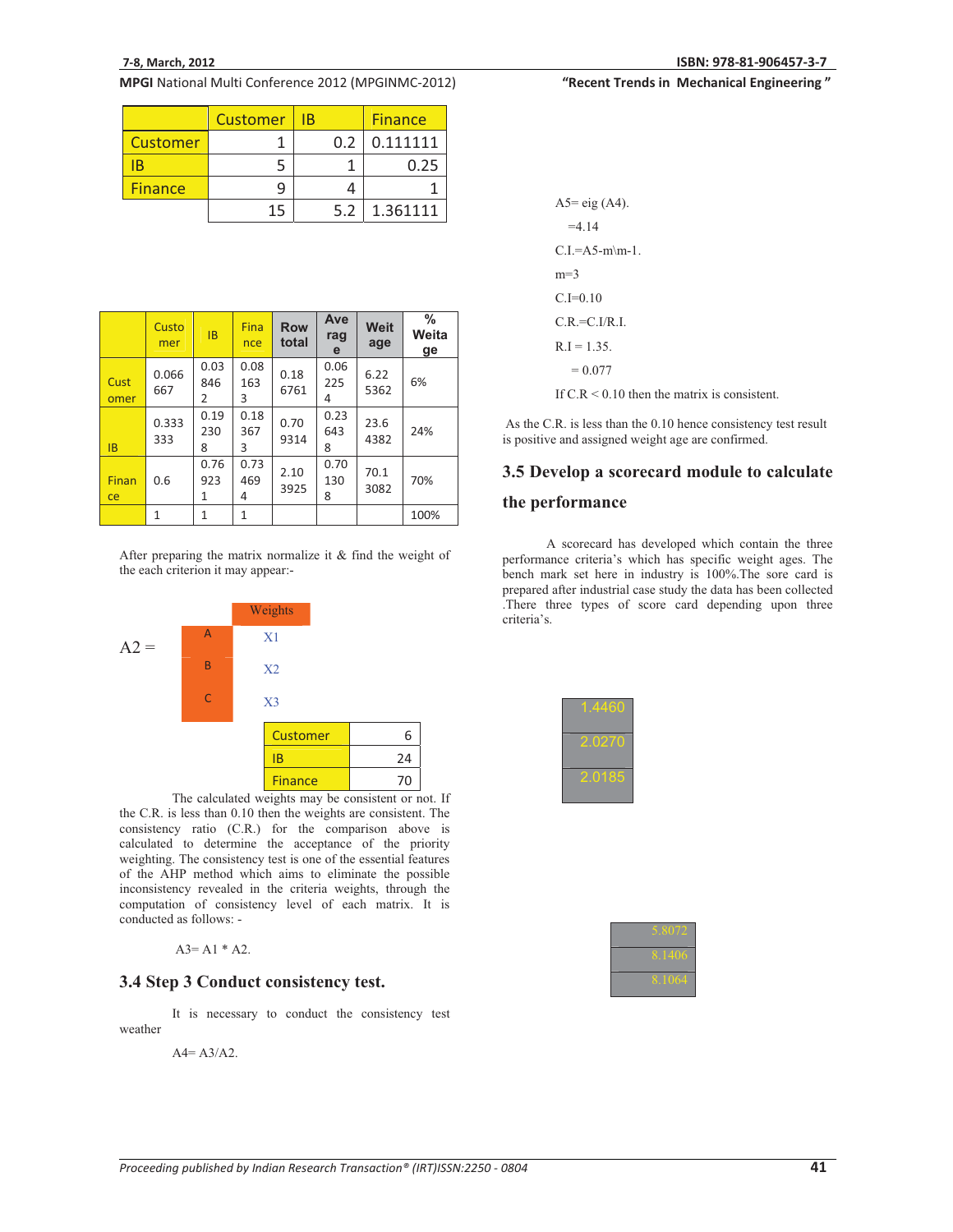| | Customer | IB | Finance |
|---|---|---|---|
| Customer | 1 | 0.2 | 0.111111 |
| IB | 5 | 1 | 0.25 |
| Finance | 9 | 4 | 1 |
| | 15 | 5.2 | 1.361111 |

| | Customer | IB | Finance | Row total | Average | Weitage | % Weitage |
|---|---|---|---|---|---|---|---|
| Customer | 0.066667 | 0.038462 | 0.081633 | 0.186761 | 0.062254 | 6.225362 | 6% |
| IB | 0.333333 | 0.192308 | 0.183673 | 0.709314 | 0.236438 | 23.64382 | 24% |
| Finance | 0.6 | 0.769231 | 0.734694 | 2.103925 | 0.701308 | 70.13082 | 70% |
| | 1 | 1 | 1 | | | | 100% |

After preparing the matrix normalize it & find the weight of the each criterion it may appear:-

A2 =

| | Weights |
|---|---|
| A | X1 |
| B | X2 |
| C | X3 |

| Customer | 6 |
|---|---|
| IB | 24 |
| Finance | 70 |

The calculated weights may be consistent or not. If the C.R. is less than 0.10 then the weights are consistent. The consistency ratio (C.R.) for the comparison above is calculated to determine the acceptance of the priority weighting. The consistency test is one of the essential features of the AHP method which aims to eliminate the possible inconsistency revealed in the criteria weights, through the computation of consistency level of each matrix. It is conducted as follows: -

A3= A1 * A2.

## 3.4 Step 3 Conduct consistency test.

It is necessary to conduct the consistency test weather

A4= A3/A2.

A5= eig (A4).

=4.14

C.I.=A5-m\m-1.

m=3

C.I=0.10

C.R.=C.I/R.I.

R.I = 1.35.

= 0.077

If C.R < 0.10 then the matrix is consistent.

As the C.R. is less than the 0.10 hence consistency test result is positive and assigned weight age are confirmed.

## 3.5 Develop a scorecard module to calculate the performance

A scorecard has developed which contain the three performance criteria's which has specific weight ages. The bench mark set here in industry is 100%.The sore card is prepared after industrial case study the data has been collected .There three types of score card depending upon three criteria's.

| 1.4460 |
|---|
| 2.0270 |
| 2.0185 |

| 5.8072 |
|---|
| 8.1406 |
| 8.1064 |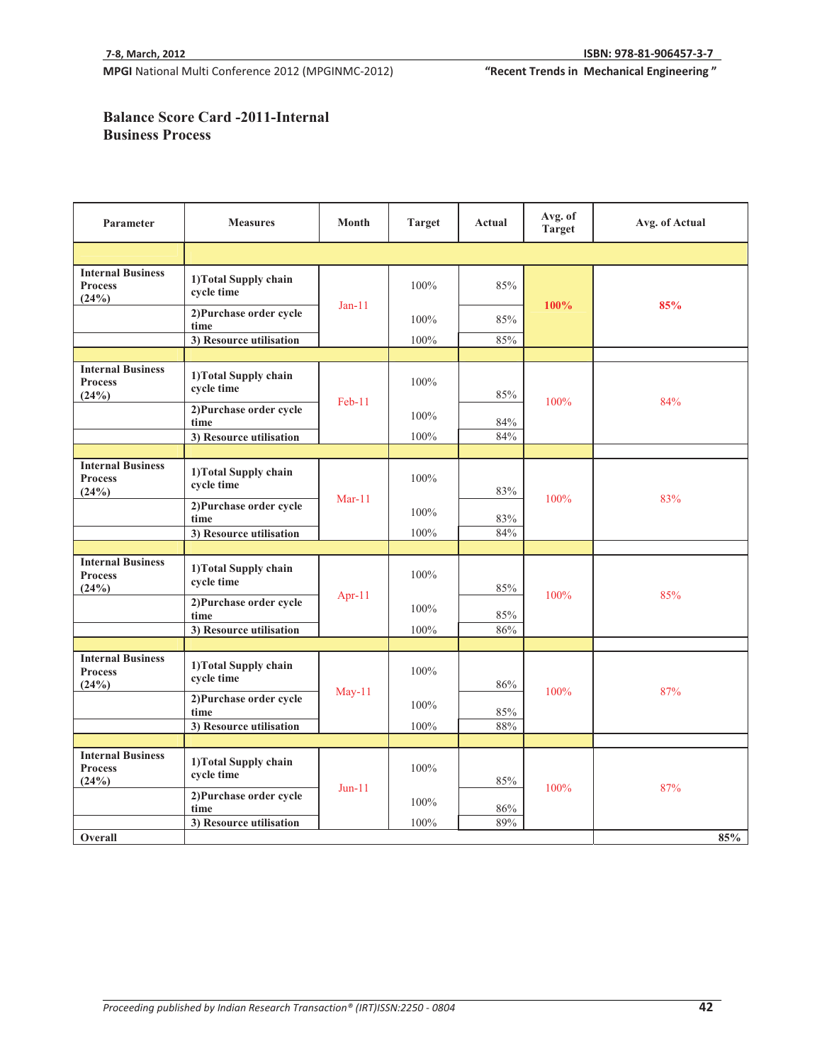**Balance Score Card -2011-Internal Business Process**

| Parameter | Measures | Month | Target | Actual | Avg. of Target | Avg. of Actual |
|---|---|---|---|---|---|---|
| | | | | | | |
| Internal Business Process (24%) | 1)Total Supply chain cycle time | Jan-11 | 100% | 85% | **100%** | **85%** |
| | 2)Purchase order cycle time | | 100% | 85% | | |
| | 3) Resource utilisation | | 100% | 85% | | |
| | | | | | | |
| Internal Business Process (24%) | 1)Total Supply chain cycle time | Feb-11 | 100% | 85% | 100% | 84% |
| | 2)Purchase order cycle time | | 100% | 84% | | |
| | 3) Resource utilisation | | 100% | 84% | | |
| | | | | | | |
| Internal Business Process (24%) | 1)Total Supply chain cycle time | Mar-11 | 100% | 83% | 100% | 83% |
| | 2)Purchase order cycle time | | 100% | 83% | | |
| | 3) Resource utilisation | | 100% | 84% | | |
| | | | | | | |
| Internal Business Process (24%) | 1)Total Supply chain cycle time | Apr-11 | 100% | 85% | 100% | 85% |
| | 2)Purchase order cycle time | | 100% | 85% | | |
| | 3) Resource utilisation | | 100% | 86% | | |
| | | | | | | |
| Internal Business Process (24%) | 1)Total Supply chain cycle time | May-11 | 100% | 86% | 100% | 87% |
| | 2)Purchase order cycle time | | 100% | 85% | | |
| | 3) Resource utilisation | | 100% | 88% | | |
| | | | | | | |
| Internal Business Process (24%) | 1)Total Supply chain cycle time | Jun-11 | 100% | 85% | 100% | 87% |
| | 2)Purchase order cycle time | | 100% | 86% | | |
| | 3) Resource utilisation | | 100% | 89% | | |
| Overall | | | | | | 85% |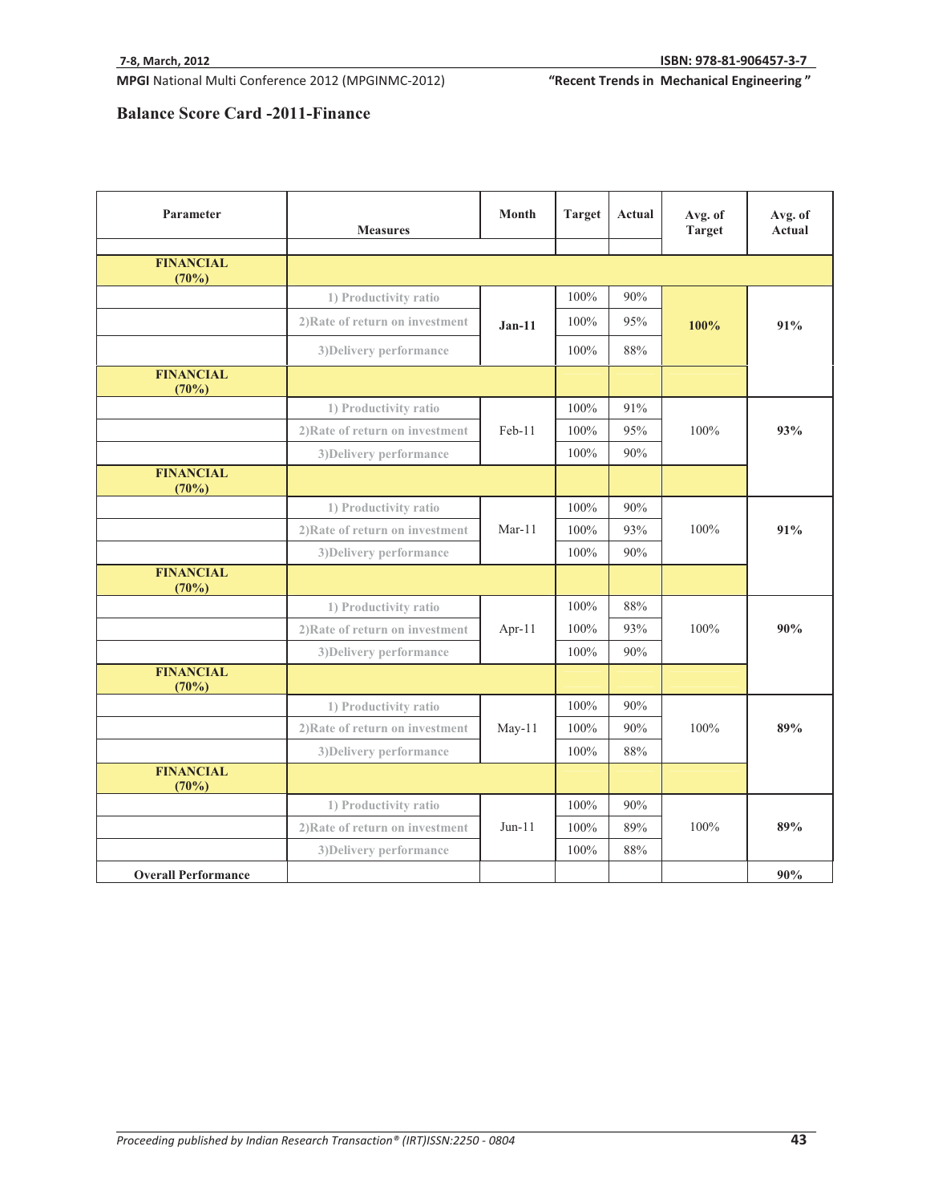## Balance Score Card -2011-Finance

| Parameter | Measures | Month | Target | Actual | Avg. of Target | Avg. of Actual |
|---|---|---|---|---|---|---|
| **FINANCIAL (70%)** | | | | | | |
| | 1) Productivity ratio | **Jan-11** | 100% | 90% | **100%** | **91%** |
| | 2)Rate of return on investment | | 100% | 95% | | |
| | 3)Delivery performance | | 100% | 88% | | |
| **FINANCIAL (70%)** | | | | | | |
| | 1) Productivity ratio | Feb-11 | 100% | 91% | 100% | **93%** |
| | 2)Rate of return on investment | | 100% | 95% | | |
| | 3)Delivery performance | | 100% | 90% | | |
| **FINANCIAL (70%)** | | | | | | |
| | 1) Productivity ratio | Mar-11 | 100% | 90% | 100% | **91%** |
| | 2)Rate of return on investment | | 100% | 93% | | |
| | 3)Delivery performance | | 100% | 90% | | |
| **FINANCIAL (70%)** | | | | | | |
| | 1) Productivity ratio | Apr-11 | 100% | 88% | 100% | **90%** |
| | 2)Rate of return on investment | | 100% | 93% | | |
| | 3)Delivery performance | | 100% | 90% | | |
| **FINANCIAL (70%)** | | | | | | |
| | 1) Productivity ratio | May-11 | 100% | 90% | 100% | **89%** |
| | 2)Rate of return on investment | | 100% | 90% | | |
| | 3)Delivery performance | | 100% | 88% | | |
| **FINANCIAL (70%)** | | | | | | |
| | 1) Productivity ratio | Jun-11 | 100% | 90% | 100% | **89%** |
| | 2)Rate of return on investment | | 100% | 89% | | |
| | 3)Delivery performance | | 100% | 88% | | |
| **Overall Performance** | | | | | | **90%** |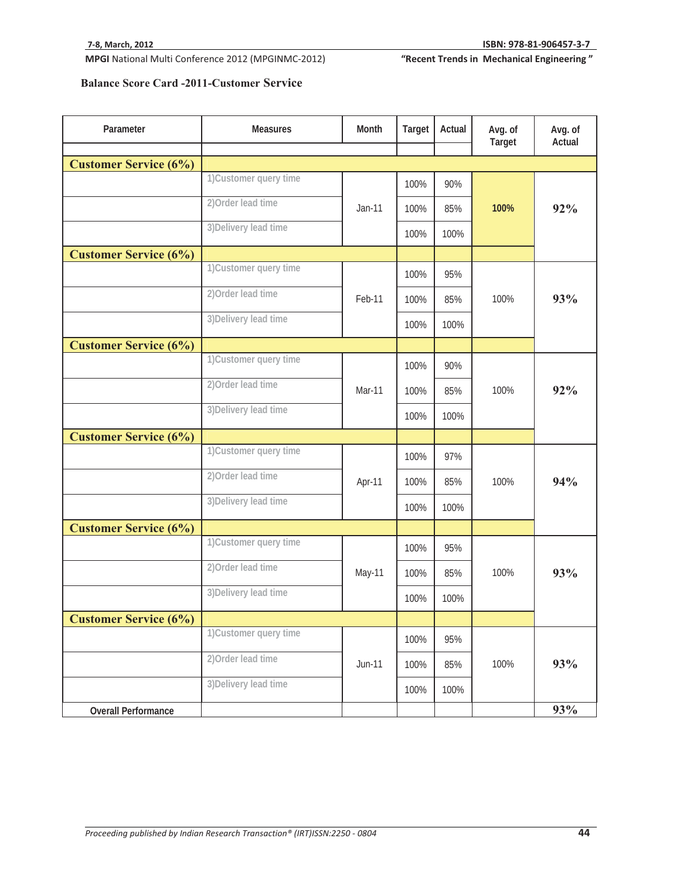**Balance Score Card -2011-Customer Service**

| Parameter | Measures | Month | Target | Actual | Avg. of Target | Avg. of Actual |
|---|---|---|---|---|---|---|
| Customer Service (6%) | | | | | | |
| | 1)Customer query time | Jan-11 | 100% | 90% | 100% | 92% |
| | 2)Order lead time | | 100% | 85% | | |
| | 3)Delivery lead time | | 100% | 100% | | |
| Customer Service (6%) | | | | | | |
| | 1)Customer query time | Feb-11 | 100% | 95% | 100% | 93% |
| | 2)Order lead time | | 100% | 85% | | |
| | 3)Delivery lead time | | 100% | 100% | | |
| Customer Service (6%) | | | | | | |
| | 1)Customer query time | Mar-11 | 100% | 90% | 100% | 92% |
| | 2)Order lead time | | 100% | 85% | | |
| | 3)Delivery lead time | | 100% | 100% | | |
| Customer Service (6%) | | | | | | |
| | 1)Customer query time | Apr-11 | 100% | 97% | 100% | 94% |
| | 2)Order lead time | | 100% | 85% | | |
| | 3)Delivery lead time | | 100% | 100% | | |
| Customer Service (6%) | | | | | | |
| | 1)Customer query time | May-11 | 100% | 95% | 100% | 93% |
| | 2)Order lead time | | 100% | 85% | | |
| | 3)Delivery lead time | | 100% | 100% | | |
| Customer Service (6%) | | | | | | |
| | 1)Customer query time | Jun-11 | 100% | 95% | 100% | 93% |
| | 2)Order lead time | | 100% | 85% | | |
| | 3)Delivery lead time | | 100% | 100% | | |
| Overall Performance | | | | | | 93% |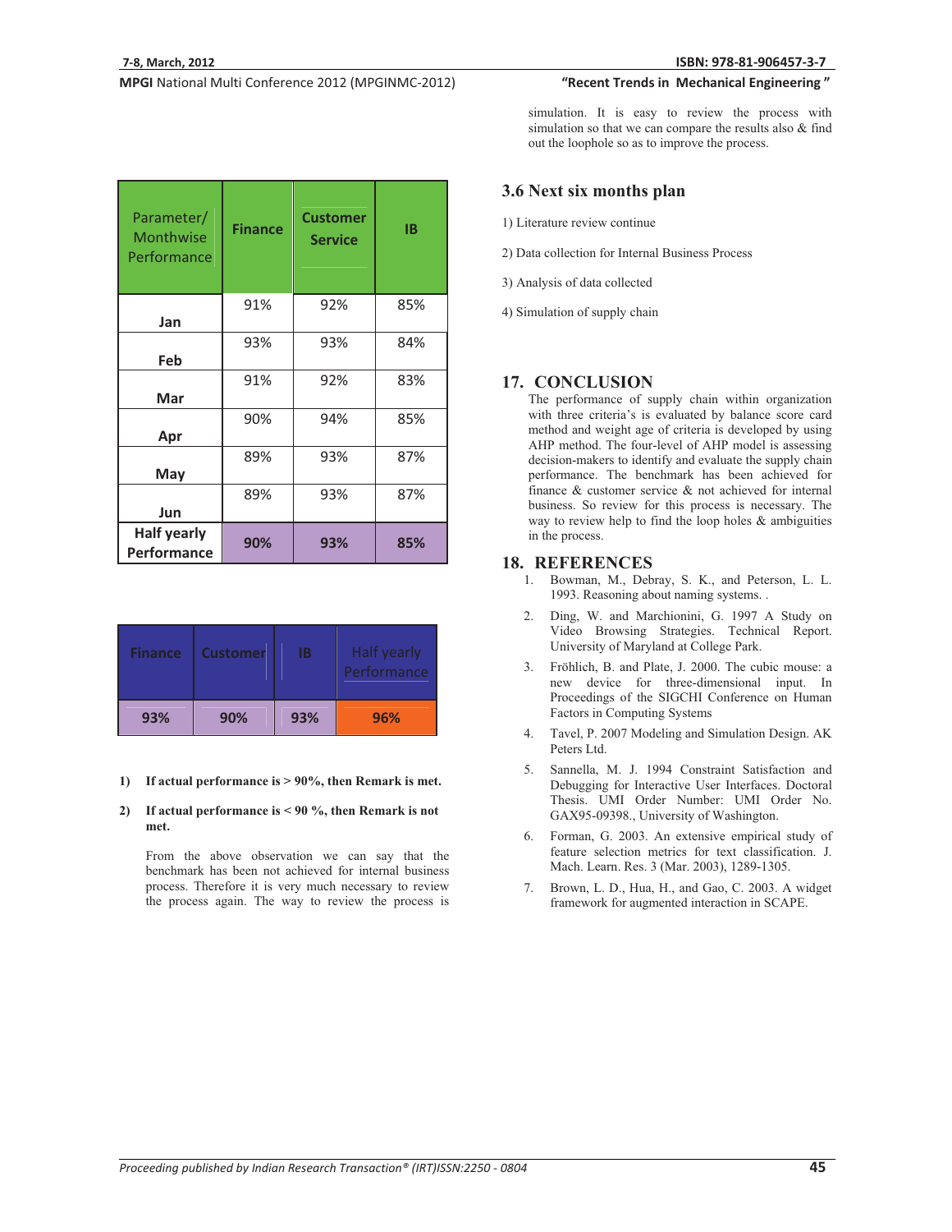| Parameter/ Monthwise Performance | Finance | Customer Service | IB |
|---|---|---|---|
| Jan | 91% | 92% | 85% |
| Feb | 93% | 93% | 84% |
| Mar | 91% | 92% | 83% |
| Apr | 90% | 94% | 85% |
| May | 89% | 93% | 87% |
| Jun | 89% | 93% | 87% |
| **Half yearly Performance** | **90%** | **93%** | **85%** |

| Finance | Customer | IB | Half yearly Performance |
|---|---|---|---|
| **93%** | **90%** | **93%** | **96%** |

1) **If actual performance is > 90%, then Remark is met.**

2) **If actual performance is < 90 %, then Remark is not met.**

From the above observation we can say that the benchmark has been not achieved for internal business process. Therefore it is very much necessary to review the process again. The way to review the process is simulation. It is easy to review the process with simulation so that we can compare the results also & find out the loophole so as to improve the process.

## 3.6 Next six months plan

1) Literature review continue

2) Data collection for Internal Business Process

3) Analysis of data collected

4) Simulation of supply chain

## 17. CONCLUSION

The performance of supply chain within organization with three criteria's is evaluated by balance score card method and weight age of criteria is developed by using AHP method. The four-level of AHP model is assessing decision-makers to identify and evaluate the supply chain performance. The benchmark has been achieved for finance & customer service & not achieved for internal business. So review for this process is necessary. The way to review help to find the loop holes & ambiguities in the process.

## 18. REFERENCES

1. Bowman, M., Debray, S. K., and Peterson, L. L. 1993. Reasoning about naming systems. .
2. Ding, W. and Marchionini, G. 1997 A Study on Video Browsing Strategies. Technical Report. University of Maryland at College Park.
3. Fröhlich, B. and Plate, J. 2000. The cubic mouse: a new device for three-dimensional input. In Proceedings of the SIGCHI Conference on Human Factors in Computing Systems
4. Tavel, P. 2007 Modeling and Simulation Design. AK Peters Ltd.
5. Sannella, M. J. 1994 Constraint Satisfaction and Debugging for Interactive User Interfaces. Doctoral Thesis. UMI Order Number: UMI Order No. GAX95-09398., University of Washington.
6. Forman, G. 2003. An extensive empirical study of feature selection metrics for text classification. J. Mach. Learn. Res. 3 (Mar. 2003), 1289-1305.
7. Brown, L. D., Hua, H., and Gao, C. 2003. A widget framework for augmented interaction in SCAPE.